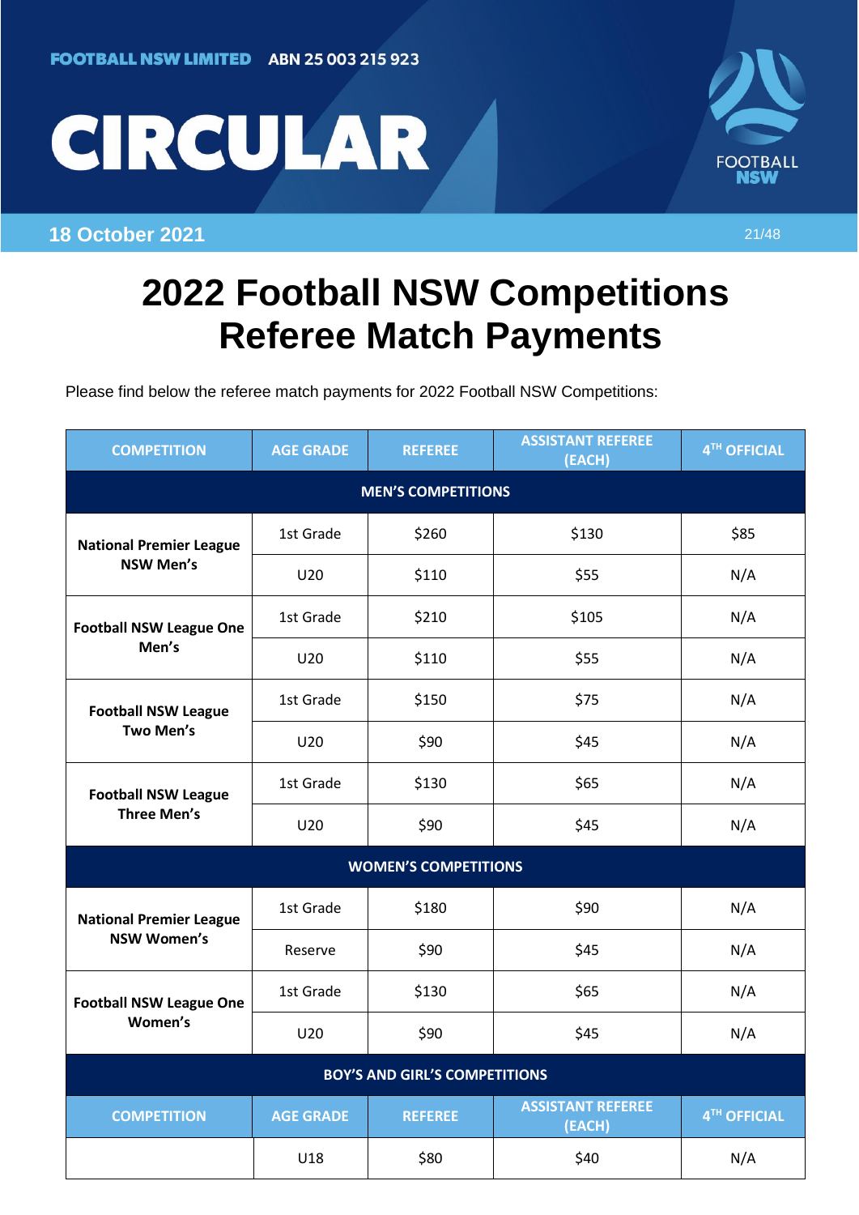FOOTBALL NSW LIMITED ABN 25 003 215 923

# CIRCULAR

18 October 2021

21/48

# 2022 Football NSW Competitions Referee Match Payments

Please find below the referee match payments for 2022 Football NSW Competitions:

| COMPETITION | AGE GRADE | REFEREE | ASSISTANT REFEREE (EACH) | 4TH OFFICIAL |
|---|---|---|---|---|
| **MEN'S COMPETITIONS** | | | | |
| **National Premier League NSW Men's** | 1st Grade | $260 | $130 | $85 |
| | U20 | $110 | $55 | N/A |
| **Football NSW League One Men's** | 1st Grade | $210 | $105 | N/A |
| | U20 | $110 | $55 | N/A |
| **Football NSW League Two Men's** | 1st Grade | $150 | $75 | N/A |
| | U20 | $90 | $45 | N/A |
| **Football NSW League Three Men's** | 1st Grade | $130 | $65 | N/A |
| | U20 | $90 | $45 | N/A |
| **WOMEN'S COMPETITIONS** | | | | |
| **National Premier League NSW Women's** | 1st Grade | $180 | $90 | N/A |
| | Reserve | $90 | $45 | N/A |
| **Football NSW League One Women's** | 1st Grade | $130 | $65 | N/A |
| | U20 | $90 | $45 | N/A |
| **BOY'S AND GIRL'S COMPETITIONS** | | | | |
| **COMPETITION** | **AGE GRADE** | **REFEREE** | **ASSISTANT REFEREE (EACH)** | **4TH OFFICIAL** |
| | U18 | $80 | $40 | N/A |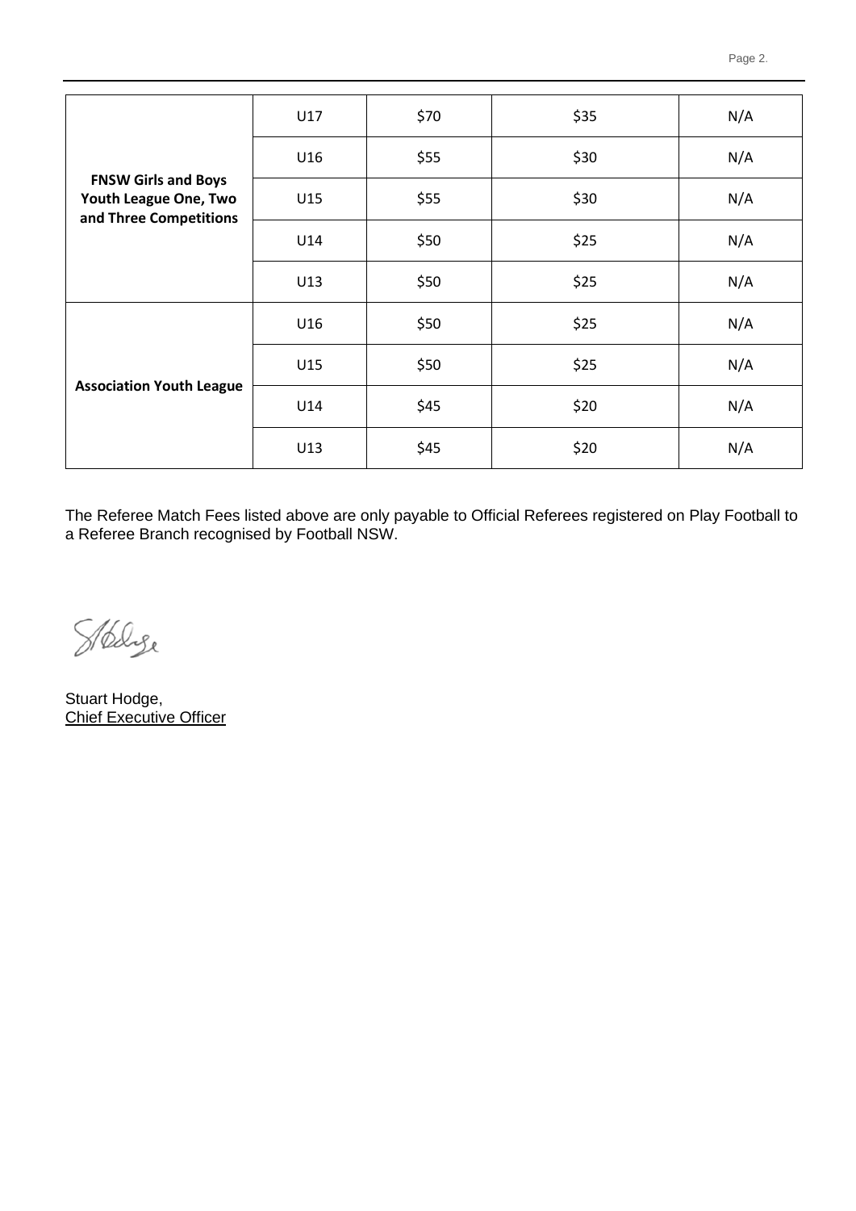| | | | | |
|---|---|---|---|---|
| **FNSW Girls and Boys Youth League One, Two and Three Competitions** | U17 | $70 | $35 | N/A |
| | U16 | $55 | $30 | N/A |
| | U15 | $55 | $30 | N/A |
| | U14 | $50 | $25 | N/A |
| | U13 | $50 | $25 | N/A |
| **Association Youth League** | U16 | $50 | $25 | N/A |
| | U15 | $50 | $25 | N/A |
| | U14 | $45 | $20 | N/A |
| | U13 | $45 | $20 | N/A |

The Referee Match Fees listed above are only payable to Official Referees registered on Play Football to a Referee Branch recognised by Football NSW.

Stuart Hodge,
Chief Executive Officer